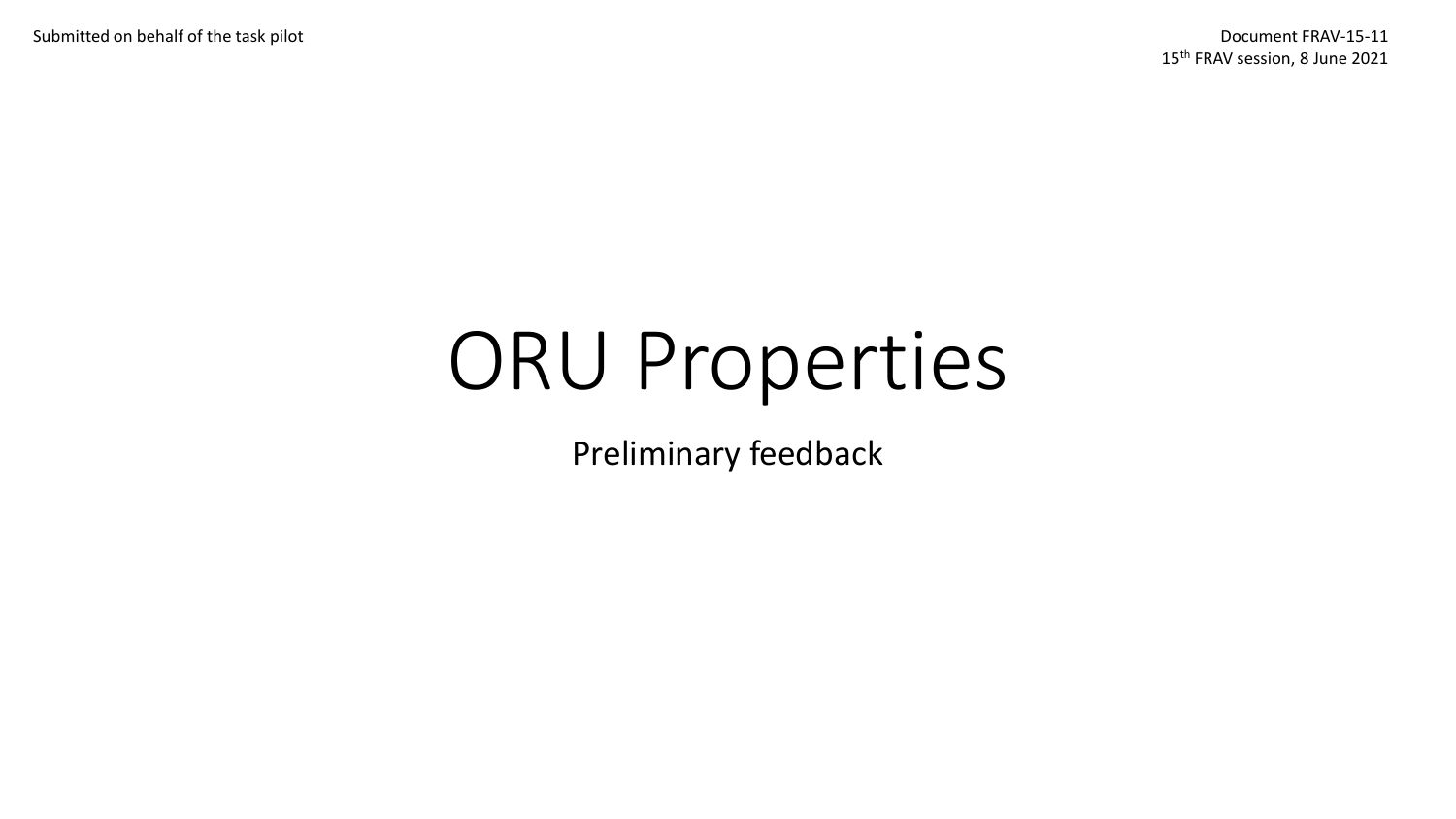Submitted on behalf of the task pilot

Document FRAV-15-11
15th FRAV session, 8 June 2021

# ORU Properties

Preliminary feedback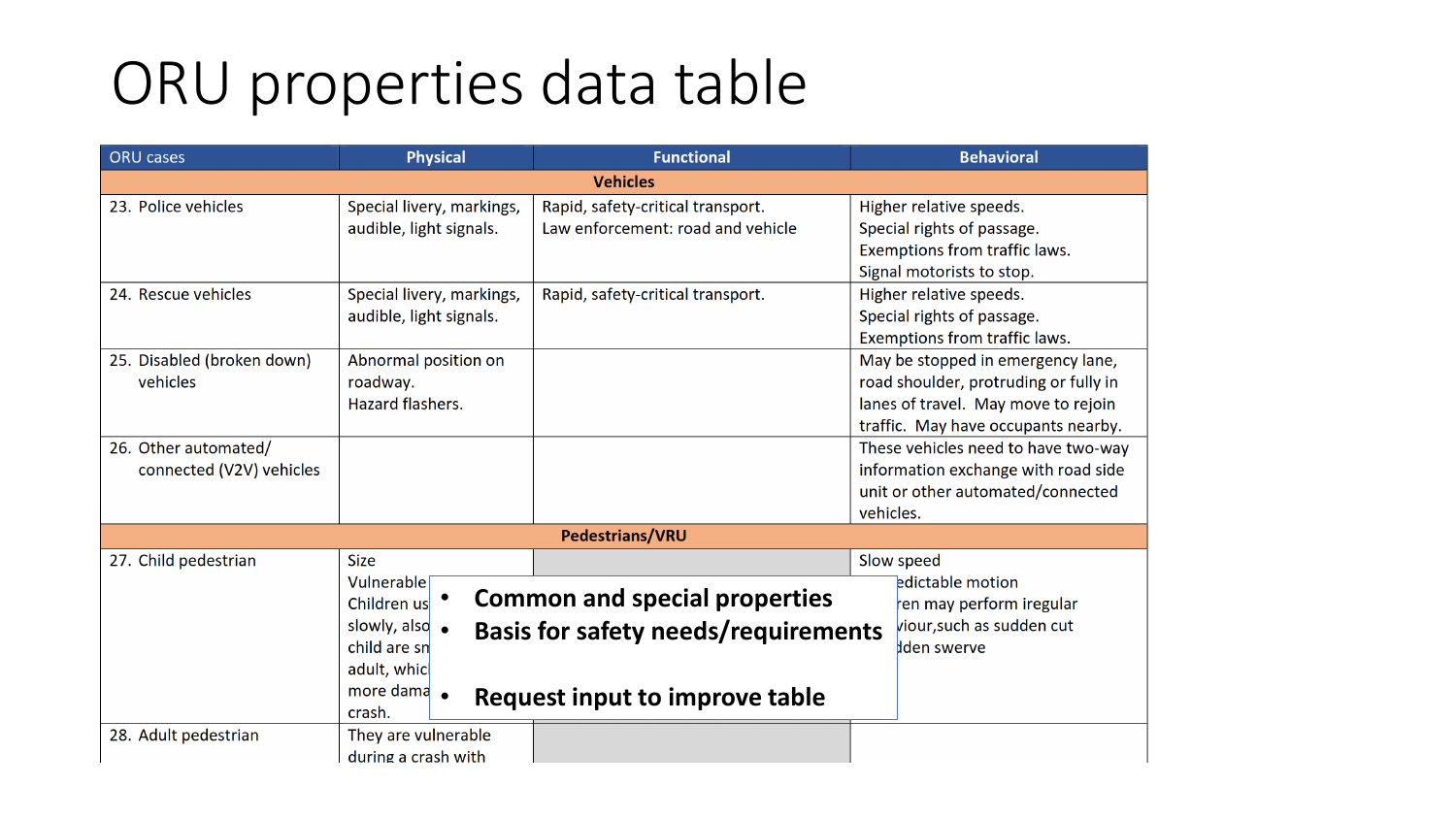# ORU properties data table

| ORU cases | Physical | Functional | Behavioral |
|---|---|---|---|
| **Vehicles** | | | |
| 23. Police vehicles | Special livery, markings, audible, light signals. | Rapid, safety-critical transport. Law enforcement: road and vehicle | Higher relative speeds. Special rights of passage. Exemptions from traffic laws. Signal motorists to stop. |
| 24. Rescue vehicles | Special livery, markings, audible, light signals. | Rapid, safety-critical transport. | Higher relative speeds. Special rights of passage. Exemptions from traffic laws. |
| 25. Disabled (broken down) vehicles | Abnormal position on roadway. Hazard flashers. | | May be stopped in emergency lane, road shoulder, protruding or fully in lanes of travel. May move to rejoin traffic. May have occupants nearby. |
| 26. Other automated/ connected (V2V) vehicles | | | These vehicles need to have two-way information exchange with road side unit or other automated/connected vehicles. |
| **Pedestrians/VRU** | | | |
| 27. Child pedestrian | Size Vulnerable Children us slowly, also child are sn adult, whic more dama crash. | | Slow speed edictable motion en may perform iregular viour,such as sudden cut dden swerve |
| 28. Adult pedestrian | They are vulnerable during a crash with | | |

- Common and special properties
- Basis for safety needs/requirements
- Request input to improve table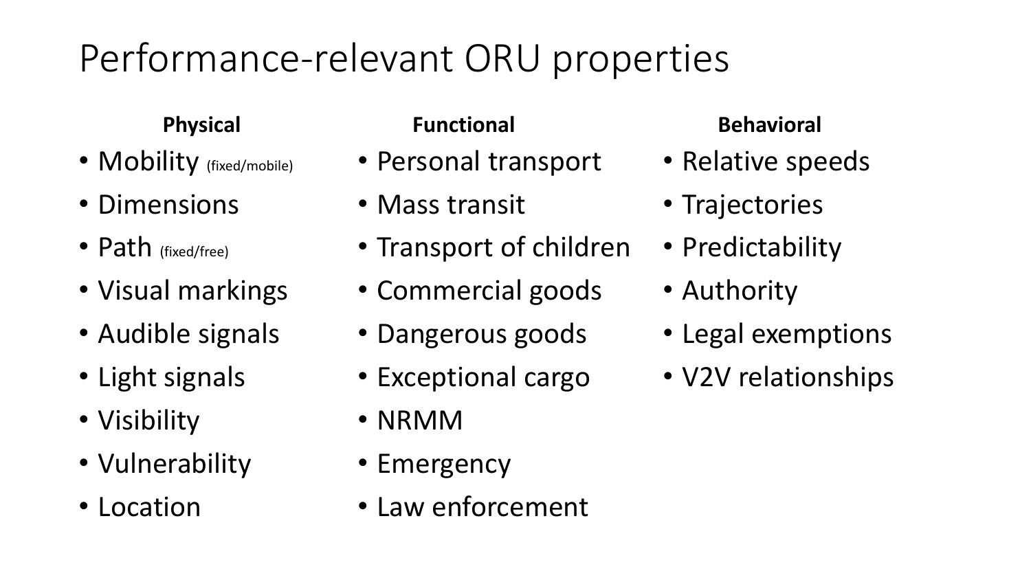# Performance-relevant ORU properties

**Physical**

- Mobility (fixed/mobile)
- Dimensions
- Path (fixed/free)
- Visual markings
- Audible signals
- Light signals
- Visibility
- Vulnerability
- Location

**Functional**

- Personal transport
- Mass transit
- Transport of children
- Commercial goods
- Dangerous goods
- Exceptional cargo
- NRMM
- Emergency
- Law enforcement

**Behavioral**

- Relative speeds
- Trajectories
- Predictability
- Authority
- Legal exemptions
- V2V relationships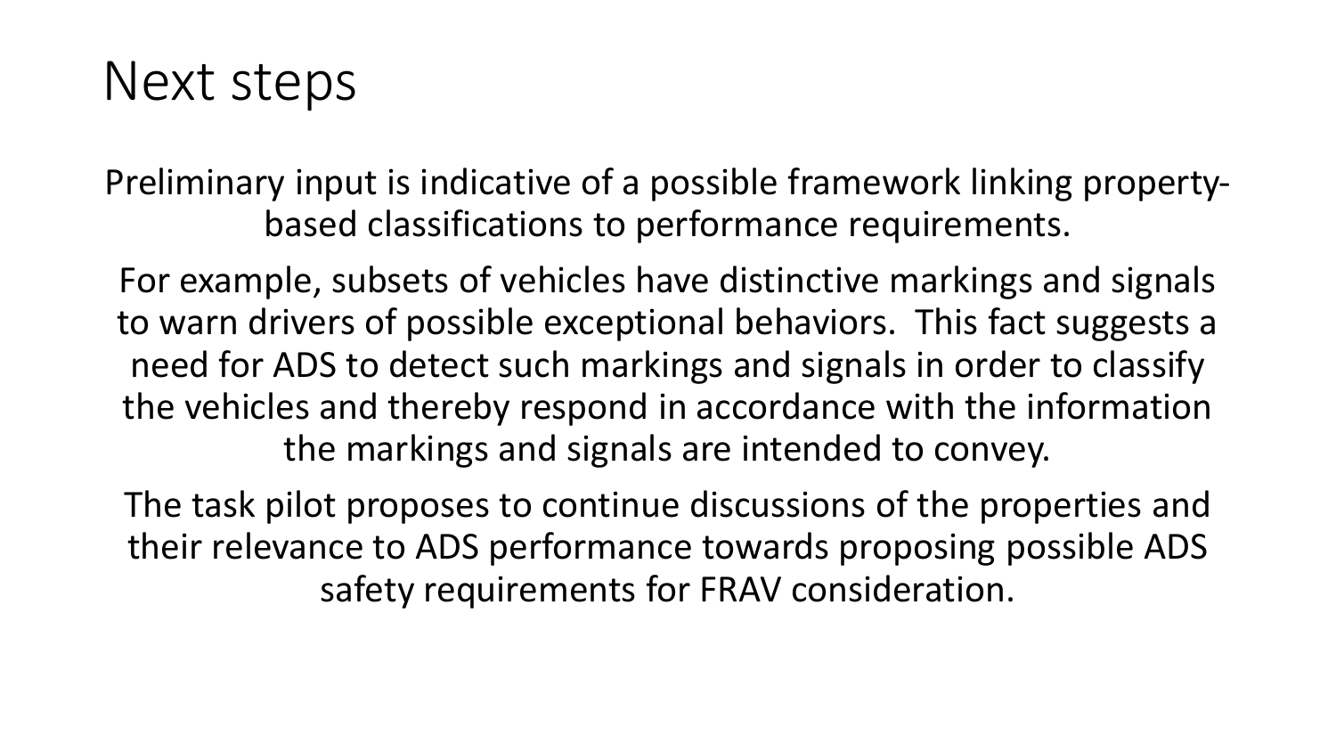# Next steps

Preliminary input is indicative of a possible framework linking property-based classifications to performance requirements.

For example, subsets of vehicles have distinctive markings and signals to warn drivers of possible exceptional behaviors. This fact suggests a need for ADS to detect such markings and signals in order to classify the vehicles and thereby respond in accordance with the information the markings and signals are intended to convey.

The task pilot proposes to continue discussions of the properties and their relevance to ADS performance towards proposing possible ADS safety requirements for FRAV consideration.